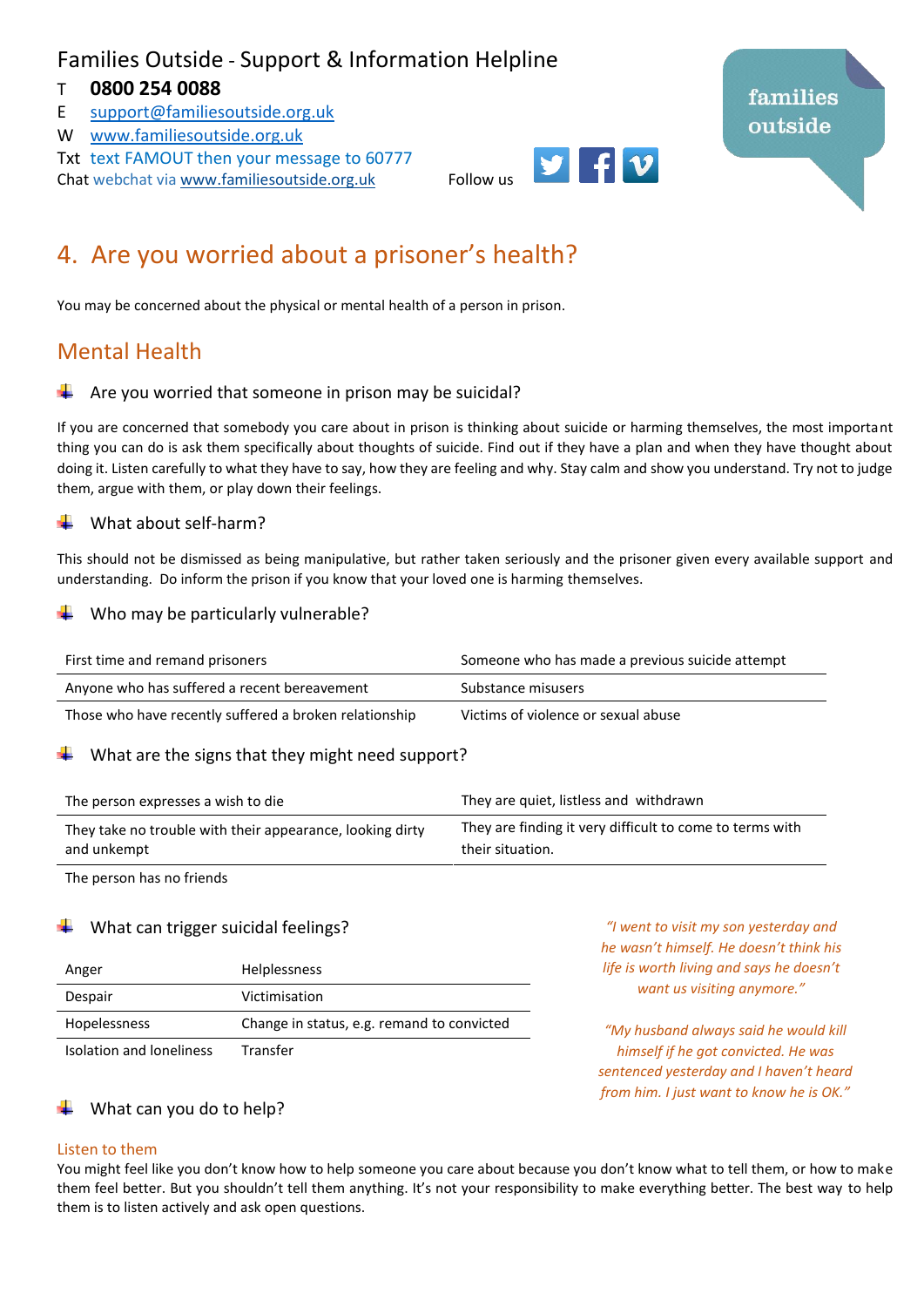Families Outside - Support & Information Helpline

T **0800 254 0088**
E support@familiesoutside.org.uk
W www.familiesoutside.org.uk
Txt text FAMOUT then your message to 60777
Chat webchat via www.familiesoutside.org.uk

Follow us

families outside

# 4. Are you worried about a prisoner's health?

You may be concerned about the physical or mental health of a person in prison.

## Mental Health

### Are you worried that someone in prison may be suicidal?

If you are concerned that somebody you care about in prison is thinking about suicide or harming themselves, the most important thing you can do is ask them specifically about thoughts of suicide. Find out if they have a plan and when they have thought about doing it. Listen carefully to what they have to say, how they are feeling and why. Stay calm and show you understand. Try not to judge them, argue with them, or play down their feelings.

### What about self-harm?

This should not be dismissed as being manipulative, but rather taken seriously and the prisoner given every available support and understanding. Do inform the prison if you know that your loved one is harming themselves.

### Who may be particularly vulnerable?

| | |
|---|---|
| First time and remand prisoners | Someone who has made a previous suicide attempt |
| Anyone who has suffered a recent bereavement | Substance misusers |
| Those who have recently suffered a broken relationship | Victims of violence or sexual abuse |

### What are the signs that they might need support?

| | |
|---|---|
| The person expresses a wish to die | They are quiet, listless and withdrawn |
| They take no trouble with their appearance, looking dirty and unkempt | They are finding it very difficult to come to terms with their situation. |
| The person has no friends | |

### What can trigger suicidal feelings?

| | |
|---|---|
| Anger | Helplessness |
| Despair | Victimisation |
| Hopelessness | Change in status, e.g. remand to convicted |
| Isolation and loneliness | Transfer |

*"I went to visit my son yesterday and he wasn't himself. He doesn't think his life is worth living and says he doesn't want us visiting anymore."*

*"My husband always said he would kill himself if he got convicted. He was sentenced yesterday and I haven't heard from him. I just want to know he is OK."*

### What can you do to help?

#### Listen to them

You might feel like you don't know how to help someone you care about because you don't know what to tell them, or how to make them feel better. But you shouldn't tell them anything. It's not your responsibility to make everything better. The best way to help them is to listen actively and ask open questions.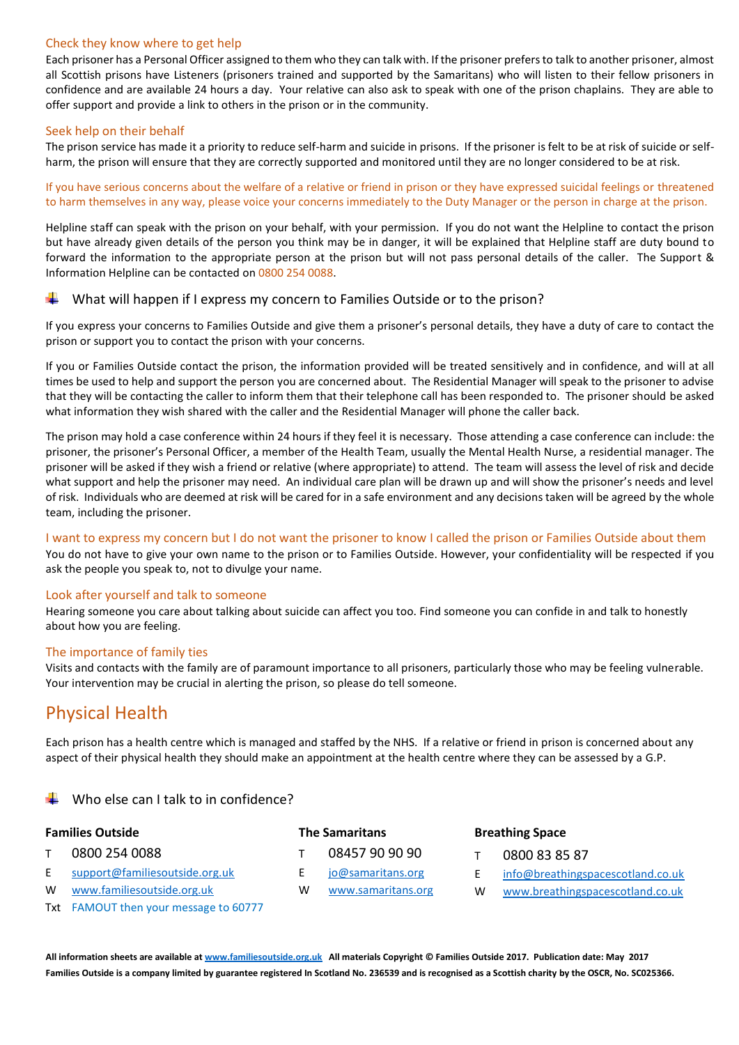### Check they know where to get help

Each prisoner has a Personal Officer assigned to them who they can talk with. If the prisoner prefers to talk to another prisoner, almost all Scottish prisons have Listeners (prisoners trained and supported by the Samaritans) who will listen to their fellow prisoners in confidence and are available 24 hours a day. Your relative can also ask to speak with one of the prison chaplains. They are able to offer support and provide a link to others in the prison or in the community.

### Seek help on their behalf

The prison service has made it a priority to reduce self-harm and suicide in prisons. If the prisoner is felt to be at risk of suicide or self-harm, the prison will ensure that they are correctly supported and monitored until they are no longer considered to be at risk.

If you have serious concerns about the welfare of a relative or friend in prison or they have expressed suicidal feelings or threatened to harm themselves in any way, please voice your concerns immediately to the Duty Manager or the person in charge at the prison.

Helpline staff can speak with the prison on your behalf, with your permission. If you do not want the Helpline to contact the prison but have already given details of the person you think may be in danger, it will be explained that Helpline staff are duty bound to forward the information to the appropriate person at the prison but will not pass personal details of the caller. The Support & Information Helpline can be contacted on 0800 254 0088.

## What will happen if I express my concern to Families Outside or to the prison?

If you express your concerns to Families Outside and give them a prisoner's personal details, they have a duty of care to contact the prison or support you to contact the prison with your concerns.

If you or Families Outside contact the prison, the information provided will be treated sensitively and in confidence, and will at all times be used to help and support the person you are concerned about. The Residential Manager will speak to the prisoner to advise that they will be contacting the caller to inform them that their telephone call has been responded to. The prisoner should be asked what information they wish shared with the caller and the Residential Manager will phone the caller back.

The prison may hold a case conference within 24 hours if they feel it is necessary. Those attending a case conference can include: the prisoner, the prisoner's Personal Officer, a member of the Health Team, usually the Mental Health Nurse, a residential manager. The prisoner will be asked if they wish a friend or relative (where appropriate) to attend. The team will assess the level of risk and decide what support and help the prisoner may need. An individual care plan will be drawn up and will show the prisoner's needs and level of risk. Individuals who are deemed at risk will be cared for in a safe environment and any decisions taken will be agreed by the whole team, including the prisoner.

### I want to express my concern but I do not want the prisoner to know I called the prison or Families Outside about them

You do not have to give your own name to the prison or to Families Outside. However, your confidentiality will be respected if you ask the people you speak to, not to divulge your name.

### Look after yourself and talk to someone

Hearing someone you care about talking about suicide can affect you too. Find someone you can confide in and talk to honestly about how you are feeling.

### The importance of family ties

Visits and contacts with the family are of paramount importance to all prisoners, particularly those who may be feeling vulnerable. Your intervention may be crucial in alerting the prison, so please do tell someone.

# Physical Health

Each prison has a health centre which is managed and staffed by the NHS. If a relative or friend in prison is concerned about any aspect of their physical health they should make an appointment at the health centre where they can be assessed by a G.P.

## Who else can I talk to in confidence?

**Families Outside**

T 0800 254 0088
E support@familiesoutside.org.uk
W www.familiesoutside.org.uk
Txt FAMOUT then your message to 60777

**The Samaritans**

T 08457 90 90 90
E jo@samaritans.org
W www.samaritans.org

**Breathing Space**

T 0800 83 85 87
E info@breathingspacescotland.co.uk
W www.breathingspacescotland.co.uk

**All information sheets are available at www.familiesoutside.org.uk All materials Copyright © Families Outside 2017. Publication date: May 2017**
**Families Outside is a company limited by guarantee registered In Scotland No. 236539 and is recognised as a Scottish charity by the OSCR, No. SC025366.**